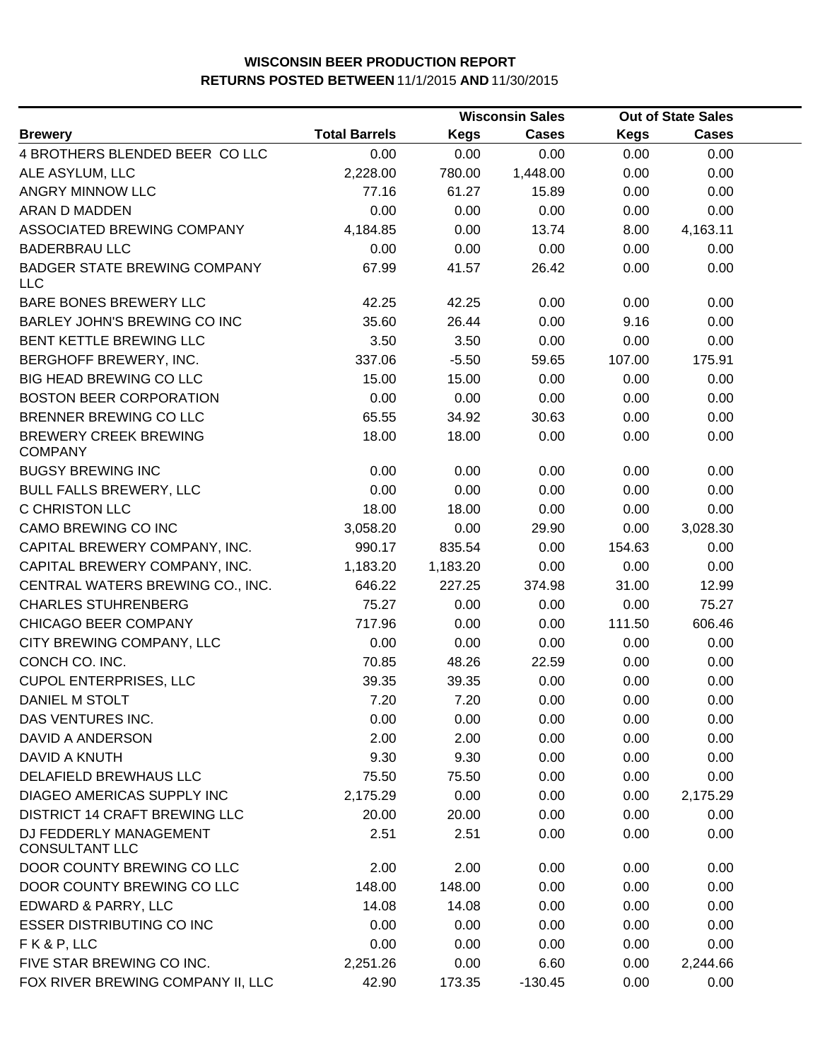**WISCONSIN BEER PRODUCTION REPORT**
**RETURNS POSTED BETWEEN** 11/1/2015 **AND** 11/30/2015

| Brewery | Total Barrels | Wisconsin Sales Kegs | Wisconsin Sales Cases | Out of State Sales Kegs | Out of State Sales Cases |
|---|---|---|---|---|---|
| 4 BROTHERS BLENDED BEER CO LLC | 0.00 | 0.00 | 0.00 | 0.00 | 0.00 |
| ALE ASYLUM, LLC | 2,228.00 | 780.00 | 1,448.00 | 0.00 | 0.00 |
| ANGRY MINNOW LLC | 77.16 | 61.27 | 15.89 | 0.00 | 0.00 |
| ARAN D MADDEN | 0.00 | 0.00 | 0.00 | 0.00 | 0.00 |
| ASSOCIATED BREWING COMPANY | 4,184.85 | 0.00 | 13.74 | 8.00 | 4,163.11 |
| BADERBRAU LLC | 0.00 | 0.00 | 0.00 | 0.00 | 0.00 |
| BADGER STATE BREWING COMPANY LLC | 67.99 | 41.57 | 26.42 | 0.00 | 0.00 |
| BARE BONES BREWERY LLC | 42.25 | 42.25 | 0.00 | 0.00 | 0.00 |
| BARLEY JOHN'S BREWING CO INC | 35.60 | 26.44 | 0.00 | 9.16 | 0.00 |
| BENT KETTLE BREWING LLC | 3.50 | 3.50 | 0.00 | 0.00 | 0.00 |
| BERGHOFF BREWERY, INC. | 337.06 | -5.50 | 59.65 | 107.00 | 175.91 |
| BIG HEAD BREWING CO LLC | 15.00 | 15.00 | 0.00 | 0.00 | 0.00 |
| BOSTON BEER CORPORATION | 0.00 | 0.00 | 0.00 | 0.00 | 0.00 |
| BRENNER BREWING CO LLC | 65.55 | 34.92 | 30.63 | 0.00 | 0.00 |
| BREWERY CREEK BREWING COMPANY | 18.00 | 18.00 | 0.00 | 0.00 | 0.00 |
| BUGSY BREWING INC | 0.00 | 0.00 | 0.00 | 0.00 | 0.00 |
| BULL FALLS BREWERY, LLC | 0.00 | 0.00 | 0.00 | 0.00 | 0.00 |
| C CHRISTON LLC | 18.00 | 18.00 | 0.00 | 0.00 | 0.00 |
| CAMO BREWING CO INC | 3,058.20 | 0.00 | 29.90 | 0.00 | 3,028.30 |
| CAPITAL BREWERY COMPANY, INC. | 990.17 | 835.54 | 0.00 | 154.63 | 0.00 |
| CAPITAL BREWERY COMPANY, INC. | 1,183.20 | 1,183.20 | 0.00 | 0.00 | 0.00 |
| CENTRAL WATERS BREWING CO., INC. | 646.22 | 227.25 | 374.98 | 31.00 | 12.99 |
| CHARLES STUHRENBERG | 75.27 | 0.00 | 0.00 | 0.00 | 75.27 |
| CHICAGO BEER COMPANY | 717.96 | 0.00 | 0.00 | 111.50 | 606.46 |
| CITY BREWING COMPANY, LLC | 0.00 | 0.00 | 0.00 | 0.00 | 0.00 |
| CONCH CO. INC. | 70.85 | 48.26 | 22.59 | 0.00 | 0.00 |
| CUPOL ENTERPRISES, LLC | 39.35 | 39.35 | 0.00 | 0.00 | 0.00 |
| DANIEL M STOLT | 7.20 | 7.20 | 0.00 | 0.00 | 0.00 |
| DAS VENTURES INC. | 0.00 | 0.00 | 0.00 | 0.00 | 0.00 |
| DAVID A ANDERSON | 2.00 | 2.00 | 0.00 | 0.00 | 0.00 |
| DAVID A KNUTH | 9.30 | 9.30 | 0.00 | 0.00 | 0.00 |
| DELAFIELD BREWHAUS LLC | 75.50 | 75.50 | 0.00 | 0.00 | 0.00 |
| DIAGEO AMERICAS SUPPLY INC | 2,175.29 | 0.00 | 0.00 | 0.00 | 2,175.29 |
| DISTRICT 14 CRAFT BREWING LLC | 20.00 | 20.00 | 0.00 | 0.00 | 0.00 |
| DJ FEDDERLY MANAGEMENT CONSULTANT LLC | 2.51 | 2.51 | 0.00 | 0.00 | 0.00 |
| DOOR COUNTY BREWING CO LLC | 2.00 | 2.00 | 0.00 | 0.00 | 0.00 |
| DOOR COUNTY BREWING CO LLC | 148.00 | 148.00 | 0.00 | 0.00 | 0.00 |
| EDWARD & PARRY, LLC | 14.08 | 14.08 | 0.00 | 0.00 | 0.00 |
| ESSER DISTRIBUTING CO INC | 0.00 | 0.00 | 0.00 | 0.00 | 0.00 |
| F K & P, LLC | 0.00 | 0.00 | 0.00 | 0.00 | 0.00 |
| FIVE STAR BREWING CO INC. | 2,251.26 | 0.00 | 6.60 | 0.00 | 2,244.66 |
| FOX RIVER BREWING COMPANY II, LLC | 42.90 | 173.35 | -130.45 | 0.00 | 0.00 |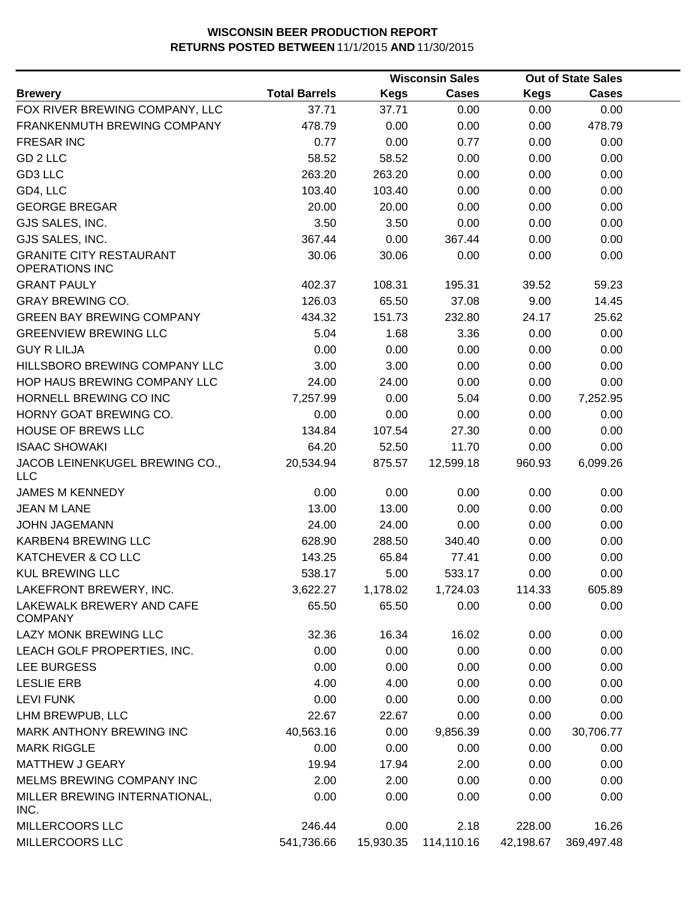**WISCONSIN BEER PRODUCTION REPORT**
**RETURNS POSTED BETWEEN 11/1/2015 AND 11/30/2015**

| Brewery | Total Barrels | Wisconsin Sales Kegs | Wisconsin Sales Cases | Out of State Sales Kegs | Out of State Sales Cases |
|---|---|---|---|---|---|
| FOX RIVER BREWING COMPANY, LLC | 37.71 | 37.71 | 0.00 | 0.00 | 0.00 |
| FRANKENMUTH BREWING COMPANY | 478.79 | 0.00 | 0.00 | 0.00 | 478.79 |
| FRESAR INC | 0.77 | 0.00 | 0.77 | 0.00 | 0.00 |
| GD 2 LLC | 58.52 | 58.52 | 0.00 | 0.00 | 0.00 |
| GD3 LLC | 263.20 | 263.20 | 0.00 | 0.00 | 0.00 |
| GD4, LLC | 103.40 | 103.40 | 0.00 | 0.00 | 0.00 |
| GEORGE BREGAR | 20.00 | 20.00 | 0.00 | 0.00 | 0.00 |
| GJS SALES, INC. | 3.50 | 3.50 | 0.00 | 0.00 | 0.00 |
| GJS SALES, INC. | 367.44 | 0.00 | 367.44 | 0.00 | 0.00 |
| GRANITE CITY RESTAURANT OPERATIONS INC | 30.06 | 30.06 | 0.00 | 0.00 | 0.00 |
| GRANT PAULY | 402.37 | 108.31 | 195.31 | 39.52 | 59.23 |
| GRAY BREWING CO. | 126.03 | 65.50 | 37.08 | 9.00 | 14.45 |
| GREEN BAY BREWING COMPANY | 434.32 | 151.73 | 232.80 | 24.17 | 25.62 |
| GREENVIEW BREWING LLC | 5.04 | 1.68 | 3.36 | 0.00 | 0.00 |
| GUY R LILJA | 0.00 | 0.00 | 0.00 | 0.00 | 0.00 |
| HILLSBORO BREWING COMPANY LLC | 3.00 | 3.00 | 0.00 | 0.00 | 0.00 |
| HOP HAUS BREWING COMPANY LLC | 24.00 | 24.00 | 0.00 | 0.00 | 0.00 |
| HORNELL BREWING CO INC | 7,257.99 | 0.00 | 5.04 | 0.00 | 7,252.95 |
| HORNY GOAT BREWING CO. | 0.00 | 0.00 | 0.00 | 0.00 | 0.00 |
| HOUSE OF BREWS LLC | 134.84 | 107.54 | 27.30 | 0.00 | 0.00 |
| ISAAC SHOWAKI | 64.20 | 52.50 | 11.70 | 0.00 | 0.00 |
| JACOB LEINENKUGEL BREWING CO., LLC | 20,534.94 | 875.57 | 12,599.18 | 960.93 | 6,099.26 |
| JAMES M KENNEDY | 0.00 | 0.00 | 0.00 | 0.00 | 0.00 |
| JEAN M LANE | 13.00 | 13.00 | 0.00 | 0.00 | 0.00 |
| JOHN JAGEMANN | 24.00 | 24.00 | 0.00 | 0.00 | 0.00 |
| KARBEN4 BREWING LLC | 628.90 | 288.50 | 340.40 | 0.00 | 0.00 |
| KATCHEVER & CO LLC | 143.25 | 65.84 | 77.41 | 0.00 | 0.00 |
| KUL BREWING LLC | 538.17 | 5.00 | 533.17 | 0.00 | 0.00 |
| LAKEFRONT BREWERY, INC. | 3,622.27 | 1,178.02 | 1,724.03 | 114.33 | 605.89 |
| LAKEWALK BREWERY AND CAFE COMPANY | 65.50 | 65.50 | 0.00 | 0.00 | 0.00 |
| LAZY MONK BREWING LLC | 32.36 | 16.34 | 16.02 | 0.00 | 0.00 |
| LEACH GOLF PROPERTIES, INC. | 0.00 | 0.00 | 0.00 | 0.00 | 0.00 |
| LEE BURGESS | 0.00 | 0.00 | 0.00 | 0.00 | 0.00 |
| LESLIE ERB | 4.00 | 4.00 | 0.00 | 0.00 | 0.00 |
| LEVI FUNK | 0.00 | 0.00 | 0.00 | 0.00 | 0.00 |
| LHM BREWPUB, LLC | 22.67 | 22.67 | 0.00 | 0.00 | 0.00 |
| MARK ANTHONY BREWING INC | 40,563.16 | 0.00 | 9,856.39 | 0.00 | 30,706.77 |
| MARK RIGGLE | 0.00 | 0.00 | 0.00 | 0.00 | 0.00 |
| MATTHEW J GEARY | 19.94 | 17.94 | 2.00 | 0.00 | 0.00 |
| MELMS BREWING COMPANY INC | 2.00 | 2.00 | 0.00 | 0.00 | 0.00 |
| MILLER BREWING INTERNATIONAL, INC. | 0.00 | 0.00 | 0.00 | 0.00 | 0.00 |
| MILLERCOORS LLC | 246.44 | 0.00 | 2.18 | 228.00 | 16.26 |
| MILLERCOORS LLC | 541,736.66 | 15,930.35 | 114,110.16 | 42,198.67 | 369,497.48 |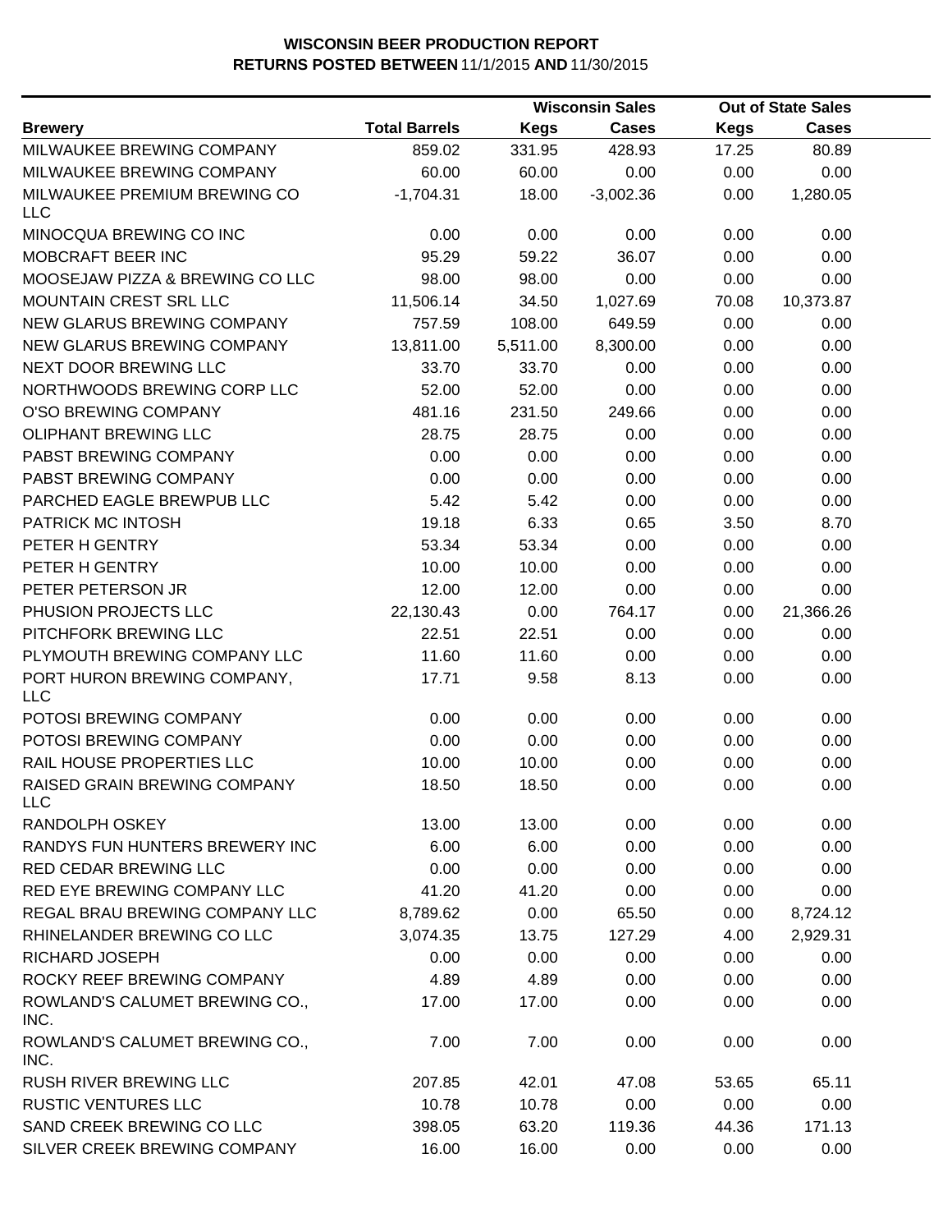**WISCONSIN BEER PRODUCTION REPORT**
**RETURNS POSTED BETWEEN** 11/1/2015 **AND** 11/30/2015

| Brewery | Total Barrels | Wisconsin Sales Kegs | Wisconsin Sales Cases | Out of State Sales Kegs | Out of State Sales Cases |
|---|---|---|---|---|---|
| MILWAUKEE BREWING COMPANY | 859.02 | 331.95 | 428.93 | 17.25 | 80.89 |
| MILWAUKEE BREWING COMPANY | 60.00 | 60.00 | 0.00 | 0.00 | 0.00 |
| MILWAUKEE PREMIUM BREWING CO LLC | -1,704.31 | 18.00 | -3,002.36 | 0.00 | 1,280.05 |
| MINOCQUA BREWING CO INC | 0.00 | 0.00 | 0.00 | 0.00 | 0.00 |
| MOBCRAFT BEER INC | 95.29 | 59.22 | 36.07 | 0.00 | 0.00 |
| MOOSEJAW PIZZA & BREWING CO LLC | 98.00 | 98.00 | 0.00 | 0.00 | 0.00 |
| MOUNTAIN CREST SRL LLC | 11,506.14 | 34.50 | 1,027.69 | 70.08 | 10,373.87 |
| NEW GLARUS BREWING COMPANY | 757.59 | 108.00 | 649.59 | 0.00 | 0.00 |
| NEW GLARUS BREWING COMPANY | 13,811.00 | 5,511.00 | 8,300.00 | 0.00 | 0.00 |
| NEXT DOOR BREWING LLC | 33.70 | 33.70 | 0.00 | 0.00 | 0.00 |
| NORTHWOODS BREWING CORP LLC | 52.00 | 52.00 | 0.00 | 0.00 | 0.00 |
| O'SO BREWING COMPANY | 481.16 | 231.50 | 249.66 | 0.00 | 0.00 |
| OLIPHANT BREWING LLC | 28.75 | 28.75 | 0.00 | 0.00 | 0.00 |
| PABST BREWING COMPANY | 0.00 | 0.00 | 0.00 | 0.00 | 0.00 |
| PABST BREWING COMPANY | 0.00 | 0.00 | 0.00 | 0.00 | 0.00 |
| PARCHED EAGLE BREWPUB LLC | 5.42 | 5.42 | 0.00 | 0.00 | 0.00 |
| PATRICK MC INTOSH | 19.18 | 6.33 | 0.65 | 3.50 | 8.70 |
| PETER H GENTRY | 53.34 | 53.34 | 0.00 | 0.00 | 0.00 |
| PETER H GENTRY | 10.00 | 10.00 | 0.00 | 0.00 | 0.00 |
| PETER PETERSON JR | 12.00 | 12.00 | 0.00 | 0.00 | 0.00 |
| PHUSION PROJECTS LLC | 22,130.43 | 0.00 | 764.17 | 0.00 | 21,366.26 |
| PITCHFORK BREWING LLC | 22.51 | 22.51 | 0.00 | 0.00 | 0.00 |
| PLYMOUTH BREWING COMPANY LLC | 11.60 | 11.60 | 0.00 | 0.00 | 0.00 |
| PORT HURON BREWING COMPANY, LLC | 17.71 | 9.58 | 8.13 | 0.00 | 0.00 |
| POTOSI BREWING COMPANY | 0.00 | 0.00 | 0.00 | 0.00 | 0.00 |
| POTOSI BREWING COMPANY | 0.00 | 0.00 | 0.00 | 0.00 | 0.00 |
| RAIL HOUSE PROPERTIES LLC | 10.00 | 10.00 | 0.00 | 0.00 | 0.00 |
| RAISED GRAIN BREWING COMPANY LLC | 18.50 | 18.50 | 0.00 | 0.00 | 0.00 |
| RANDOLPH OSKEY | 13.00 | 13.00 | 0.00 | 0.00 | 0.00 |
| RANDYS FUN HUNTERS BREWERY INC | 6.00 | 6.00 | 0.00 | 0.00 | 0.00 |
| RED CEDAR BREWING LLC | 0.00 | 0.00 | 0.00 | 0.00 | 0.00 |
| RED EYE BREWING COMPANY LLC | 41.20 | 41.20 | 0.00 | 0.00 | 0.00 |
| REGAL BRAU BREWING COMPANY LLC | 8,789.62 | 0.00 | 65.50 | 0.00 | 8,724.12 |
| RHINELANDER BREWING CO LLC | 3,074.35 | 13.75 | 127.29 | 4.00 | 2,929.31 |
| RICHARD JOSEPH | 0.00 | 0.00 | 0.00 | 0.00 | 0.00 |
| ROCKY REEF BREWING COMPANY | 4.89 | 4.89 | 0.00 | 0.00 | 0.00 |
| ROWLAND'S CALUMET BREWING CO., INC. | 17.00 | 17.00 | 0.00 | 0.00 | 0.00 |
| ROWLAND'S CALUMET BREWING CO., INC. | 7.00 | 7.00 | 0.00 | 0.00 | 0.00 |
| RUSH RIVER BREWING LLC | 207.85 | 42.01 | 47.08 | 53.65 | 65.11 |
| RUSTIC VENTURES LLC | 10.78 | 10.78 | 0.00 | 0.00 | 0.00 |
| SAND CREEK BREWING CO LLC | 398.05 | 63.20 | 119.36 | 44.36 | 171.13 |
| SILVER CREEK BREWING COMPANY | 16.00 | 16.00 | 0.00 | 0.00 | 0.00 |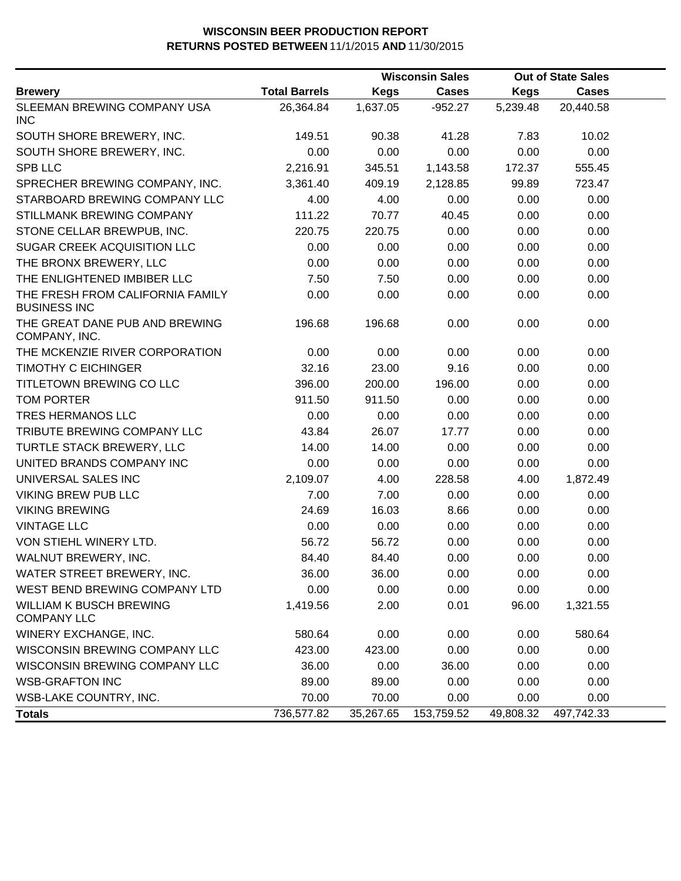**WISCONSIN BEER PRODUCTION REPORT**
**RETURNS POSTED BETWEEN 11/1/2015 AND 11/30/2015**

| | | Wisconsin Sales | | Out of State Sales | |
|---|---|---|---|---|---|
| **Brewery** | **Total Barrels** | **Kegs** | **Cases** | **Kegs** | **Cases** |
| SLEEMAN BREWING COMPANY USA INC | 26,364.84 | 1,637.05 | -952.27 | 5,239.48 | 20,440.58 |
| SOUTH SHORE BREWERY, INC. | 149.51 | 90.38 | 41.28 | 7.83 | 10.02 |
| SOUTH SHORE BREWERY, INC. | 0.00 | 0.00 | 0.00 | 0.00 | 0.00 |
| SPB LLC | 2,216.91 | 345.51 | 1,143.58 | 172.37 | 555.45 |
| SPRECHER BREWING COMPANY, INC. | 3,361.40 | 409.19 | 2,128.85 | 99.89 | 723.47 |
| STARBOARD BREWING COMPANY LLC | 4.00 | 4.00 | 0.00 | 0.00 | 0.00 |
| STILLMANK BREWING COMPANY | 111.22 | 70.77 | 40.45 | 0.00 | 0.00 |
| STONE CELLAR BREWPUB, INC. | 220.75 | 220.75 | 0.00 | 0.00 | 0.00 |
| SUGAR CREEK ACQUISITION LLC | 0.00 | 0.00 | 0.00 | 0.00 | 0.00 |
| THE BRONX BREWERY, LLC | 0.00 | 0.00 | 0.00 | 0.00 | 0.00 |
| THE ENLIGHTENED IMBIBER LLC | 7.50 | 7.50 | 0.00 | 0.00 | 0.00 |
| THE FRESH FROM CALIFORNIA FAMILY BUSINESS INC | 0.00 | 0.00 | 0.00 | 0.00 | 0.00 |
| THE GREAT DANE PUB AND BREWING COMPANY, INC. | 196.68 | 196.68 | 0.00 | 0.00 | 0.00 |
| THE MCKENZIE RIVER CORPORATION | 0.00 | 0.00 | 0.00 | 0.00 | 0.00 |
| TIMOTHY C EICHINGER | 32.16 | 23.00 | 9.16 | 0.00 | 0.00 |
| TITLETOWN BREWING CO LLC | 396.00 | 200.00 | 196.00 | 0.00 | 0.00 |
| TOM PORTER | 911.50 | 911.50 | 0.00 | 0.00 | 0.00 |
| TRES HERMANOS LLC | 0.00 | 0.00 | 0.00 | 0.00 | 0.00 |
| TRIBUTE BREWING COMPANY LLC | 43.84 | 26.07 | 17.77 | 0.00 | 0.00 |
| TURTLE STACK BREWERY, LLC | 14.00 | 14.00 | 0.00 | 0.00 | 0.00 |
| UNITED BRANDS COMPANY INC | 0.00 | 0.00 | 0.00 | 0.00 | 0.00 |
| UNIVERSAL SALES INC | 2,109.07 | 4.00 | 228.58 | 4.00 | 1,872.49 |
| VIKING BREW PUB LLC | 7.00 | 7.00 | 0.00 | 0.00 | 0.00 |
| VIKING BREWING | 24.69 | 16.03 | 8.66 | 0.00 | 0.00 |
| VINTAGE LLC | 0.00 | 0.00 | 0.00 | 0.00 | 0.00 |
| VON STIEHL WINERY LTD. | 56.72 | 56.72 | 0.00 | 0.00 | 0.00 |
| WALNUT BREWERY, INC. | 84.40 | 84.40 | 0.00 | 0.00 | 0.00 |
| WATER STREET BREWERY, INC. | 36.00 | 36.00 | 0.00 | 0.00 | 0.00 |
| WEST BEND BREWING COMPANY LTD | 0.00 | 0.00 | 0.00 | 0.00 | 0.00 |
| WILLIAM K BUSCH BREWING COMPANY LLC | 1,419.56 | 2.00 | 0.01 | 96.00 | 1,321.55 |
| WINERY EXCHANGE, INC. | 580.64 | 0.00 | 0.00 | 0.00 | 580.64 |
| WISCONSIN BREWING COMPANY LLC | 423.00 | 423.00 | 0.00 | 0.00 | 0.00 |
| WISCONSIN BREWING COMPANY LLC | 36.00 | 0.00 | 36.00 | 0.00 | 0.00 |
| WSB-GRAFTON INC | 89.00 | 89.00 | 0.00 | 0.00 | 0.00 |
| WSB-LAKE COUNTRY, INC. | 70.00 | 70.00 | 0.00 | 0.00 | 0.00 |
| **Totals** | 736,577.82 | 35,267.65 | 153,759.52 | 49,808.32 | 497,742.33 |